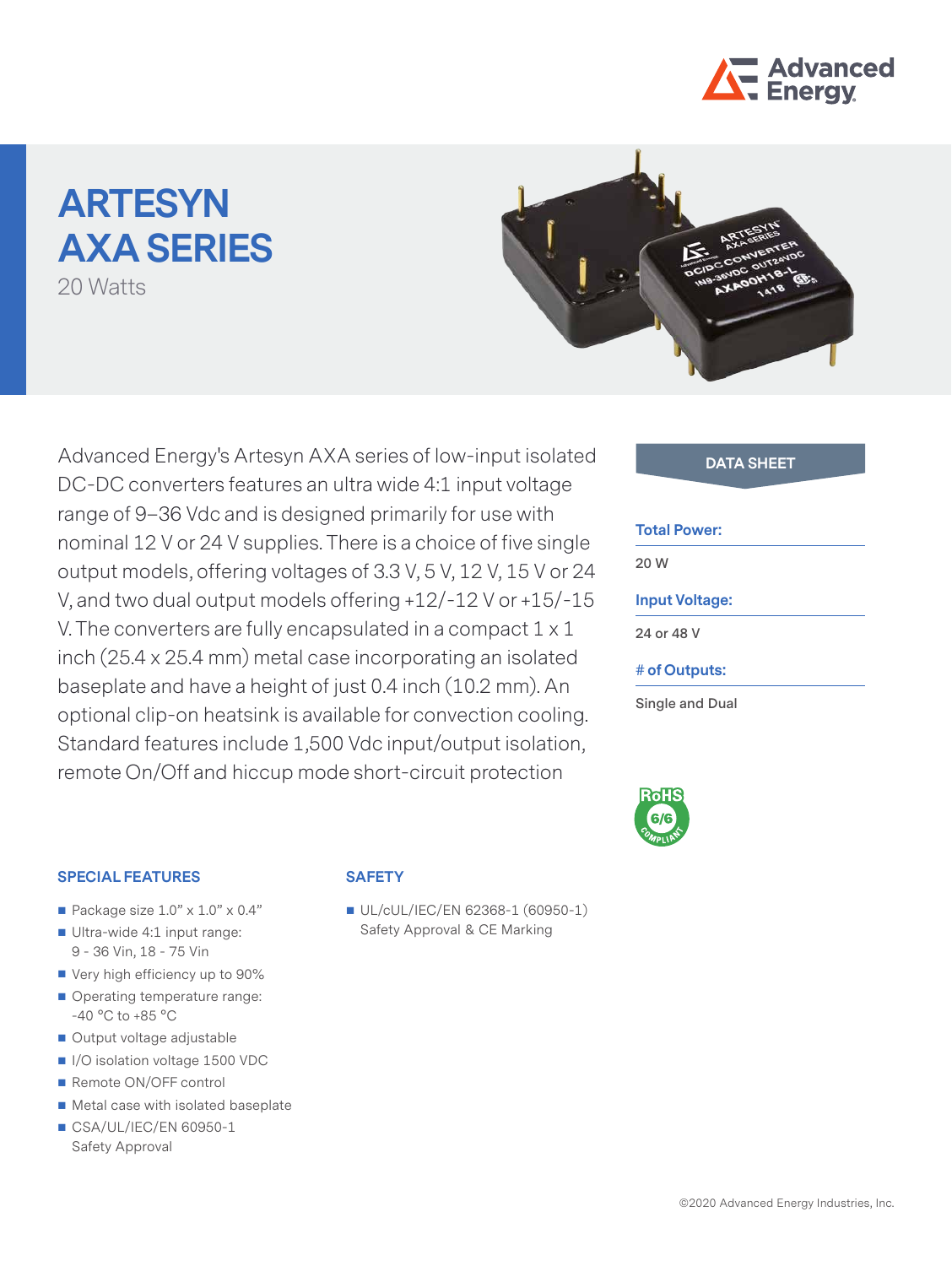# ARTESYN AXA SERIES

20 Watts

Advanced Energy's Artesyn AXA series of low-input isolated DC-DC converters features an ultra wide 4:1 input voltage range of 9–36 Vdc and is designed primarily for use with nominal 12 V or 24 V supplies. There is a choice of five single output models, offering voltages of 3.3 V, 5 V, 12 V, 15 V or 24 V, and two dual output models offering +12/-12 V or +15/-15 V. The converters are fully encapsulated in a compact 1 x 1 inch (25.4 x 25.4 mm) metal case incorporating an isolated baseplate and have a height of just 0.4 inch (10.2 mm). An optional clip-on heatsink is available for convection cooling. Standard features include 1,500 Vdc input/output isolation, remote On/Off and hiccup mode short-circuit protection

**DATA SHEET**

**Total Power:**

20 W

**Input Voltage:**

24 or 48 V

**# of Outputs:**

Single and Dual

## SPECIAL FEATURES

- Package size 1.0" x 1.0" x 0.4"
- Ultra-wide 4:1 input range: 9 - 36 Vin, 18 - 75 Vin
- Very high efficiency up to 90%
- Operating temperature range: -40 °C to +85 °C
- Output voltage adjustable
- I/O isolation voltage 1500 VDC
- Remote ON/OFF control
- Metal case with isolated baseplate
- CSA/UL/IEC/EN 60950-1 Safety Approval

## SAFETY

- UL/cUL/IEC/EN 62368-1 (60950-1) Safety Approval & CE Marking

©2020 Advanced Energy Industries, Inc.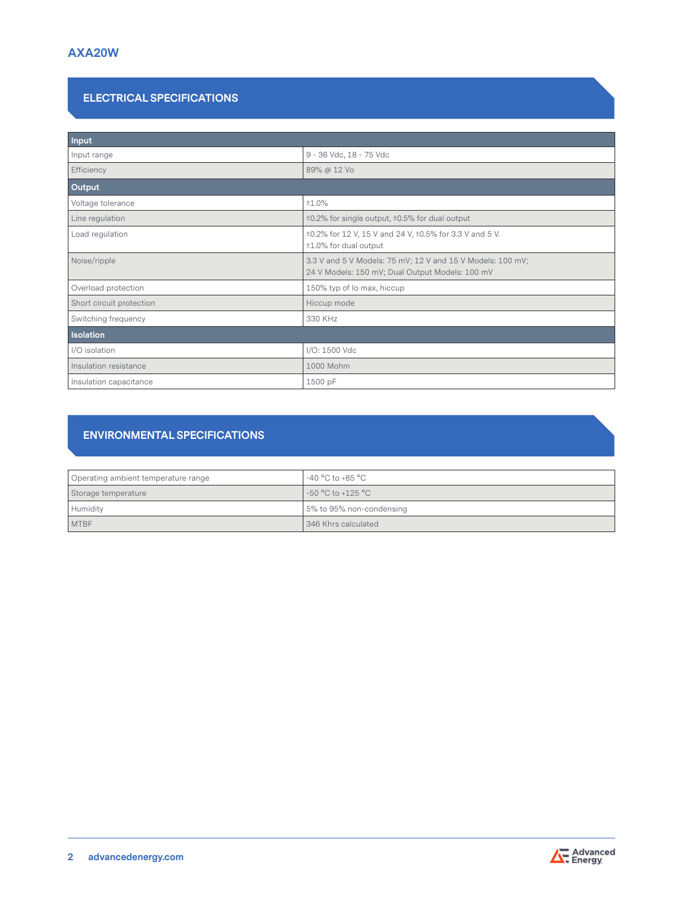# AXA20W

## ELECTRICAL SPECIFICATIONS

| **Input** | |
|---|---|
| Input range | 9 - 36 Vdc, 18 - 75 Vdc |
| Efficiency | 89% @ 12 Vo |
| **Output** | |
| Voltage tolerance | ±1.0% |
| Line regulation | ±0.2% for single output, ±0.5% for dual output |
| Load regulation | ±0.2% for 12 V, 15 V and 24 V, ±0.5% for 3.3 V and 5 V. ±1.0% for dual output |
| Noise/ripple | 3.3 V and 5 V Models: 75 mV; 12 V and 15 V Models: 100 mV; 24 V Models: 150 mV; Dual Output Models: 100 mV |
| Overload protection | 150% typ of Io max, hiccup |
| Short circuit protection | Hiccup mode |
| Switching frequency | 330 KHz |
| **Isolation** | |
| I/O isolation | I/O: 1500 Vdc |
| Insulation resistance | 1000 Mohm |
| Insulation capacitance | 1500 pF |

## ENVIRONMENTAL SPECIFICATIONS

| | |
|---|---|
| Operating ambient temperature range | -40 °C to +85 °C |
| Storage temperature | -50 °C to +125 °C |
| Humidity | 5% to 95% non-condensing |
| MTBF | 346 Khrs calculated |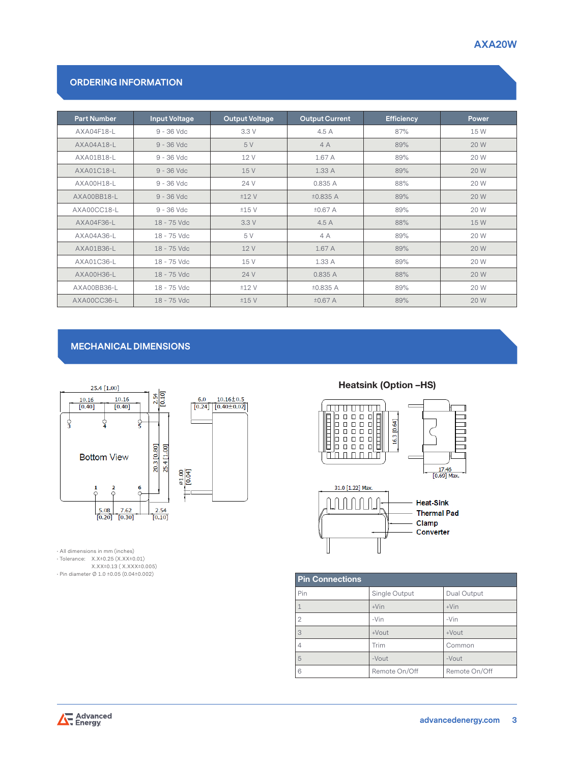## ORDERING INFORMATION

| Part Number | Input Voltage | Output Voltage | Output Current | Efficiency | Power |
|---|---|---|---|---|---|
| AXA04F18-L | 9 - 36 Vdc | 3.3 V | 4.5 A | 87% | 15 W |
| AXA04A18-L | 9 - 36 Vdc | 5 V | 4 A | 89% | 20 W |
| AXA01B18-L | 9 - 36 Vdc | 12 V | 1.67 A | 89% | 20 W |
| AXA01C18-L | 9 - 36 Vdc | 15 V | 1.33 A | 89% | 20 W |
| AXA00H18-L | 9 - 36 Vdc | 24 V | 0.835 A | 88% | 20 W |
| AXA00BB18-L | 9 - 36 Vdc | ±12 V | ±0.835 A | 89% | 20 W |
| AXA00CC18-L | 9 - 36 Vdc | ±15 V | ±0.67 A | 89% | 20 W |
| AXA04F36-L | 18 - 75 Vdc | 3.3 V | 4.5 A | 88% | 15 W |
| AXA04A36-L | 18 - 75 Vdc | 5 V | 4 A | 89% | 20 W |
| AXA01B36-L | 18 - 75 Vdc | 12 V | 1.67 A | 89% | 20 W |
| AXA01C36-L | 18 - 75 Vdc | 15 V | 1.33 A | 89% | 20 W |
| AXA00H36-L | 18 - 75 Vdc | 24 V | 0.835 A | 88% | 20 W |
| AXA00BB36-L | 18 - 75 Vdc | ±12 V | ±0.835 A | 89% | 20 W |
| AXA00CC36-L | 18 - 75 Vdc | ±15 V | ±0.67 A | 89% | 20 W |

## MECHANICAL DIMENSIONS

Bottom View

25.4 [1.00]; 10.16 [0.40]; 10.16 [0.40]; 2.54 [0.10]; 20.3 [0.80]; 25.4 [1.00]; 5.08 [0.20]; 7.62 [0.30]; 2.54 [0.10]; 6.0 [0.24]; 10.16±0.5 [0.40±0.02]; ø1.00 [0.04]

- All dimensions in mm (inches)
- Tolerance: X.X±0.25 (X.XX±0.01)
  X.XX±0.13 ( X.XXX±0.005)
- Pin diameter Ø 1.0 ±0.05 (0.04±0.002)

### Heatsink (Option –HS)

16.3 [0.64]; 17.46 [0.69] Max.; 31.0 [1.22] Max.

Heat-Sink
Thermal Pad
Clamp
Converter

| Pin Connections | | |
|---|---|---|
| Pin | Single Output | Dual Output |
| 1 | +Vin | +Vin |
| 2 | -Vin | -Vin |
| 3 | +Vout | +Vout |
| 4 | Trim | Common |
| 5 | -Vout | -Vout |
| 6 | Remote On/Off | Remote On/Off |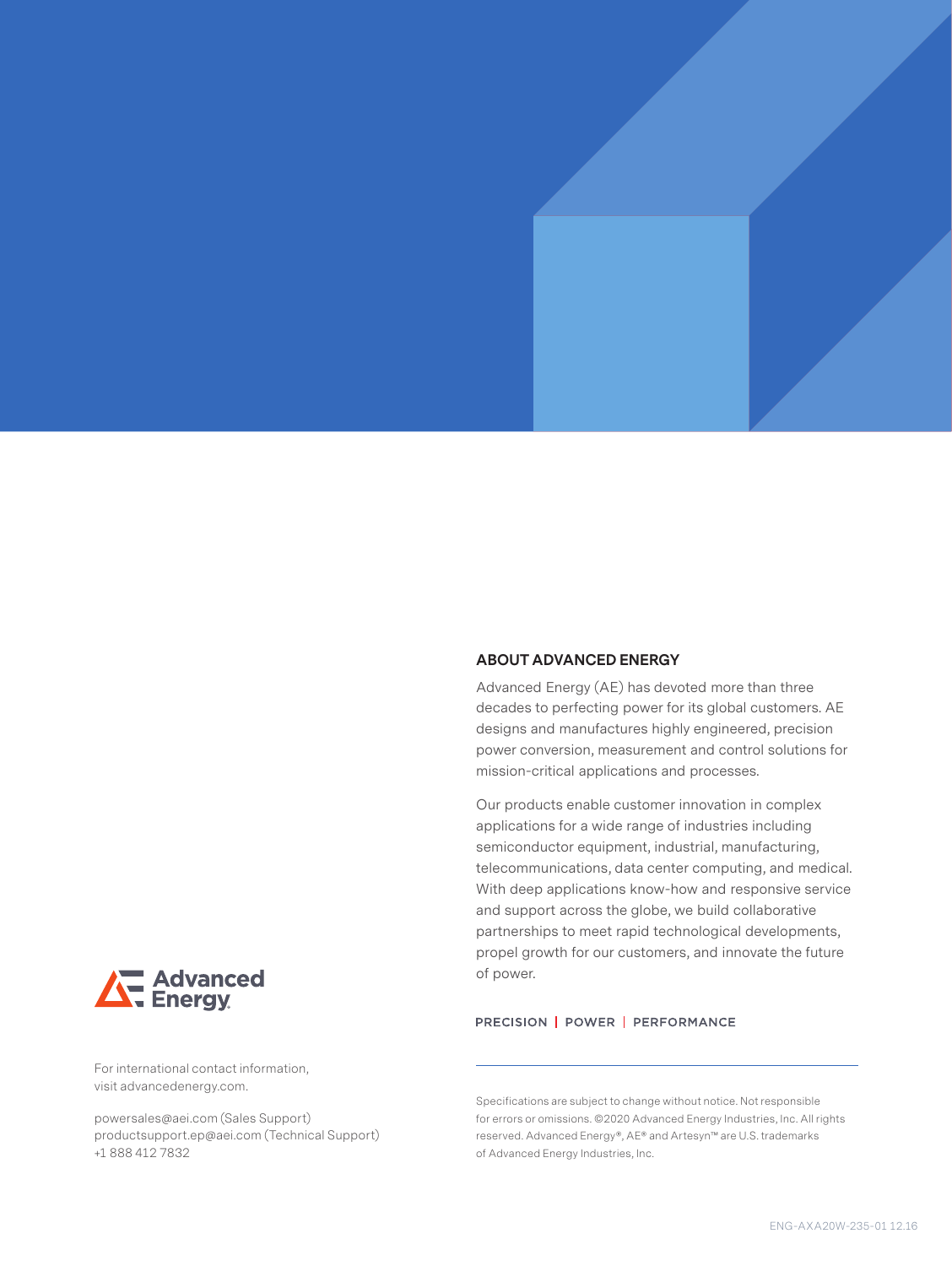## ABOUT ADVANCED ENERGY

Advanced Energy (AE) has devoted more than three decades to perfecting power for its global customers. AE designs and manufactures highly engineered, precision power conversion, measurement and control solutions for mission-critical applications and processes.

Our products enable customer innovation in complex applications for a wide range of industries including semiconductor equipment, industrial, manufacturing, telecommunications, data center computing, and medical. With deep applications know-how and responsive service and support across the globe, we build collaborative partnerships to meet rapid technological developments, propel growth for our customers, and innovate the future of power.

PRECISION | POWER | PERFORMANCE

Advanced Energy

For international contact information, visit advancedenergy.com.

powersales@aei.com (Sales Support)
productsupport.ep@aei.com (Technical Support)
+1 888 412 7832

Specifications are subject to change without notice. Not responsible for errors or omissions. ©2020 Advanced Energy Industries, Inc. All rights reserved. Advanced Energy®, AE® and Artesyn™ are U.S. trademarks of Advanced Energy Industries, Inc.

ENG-AXA20W-235-01 12.16